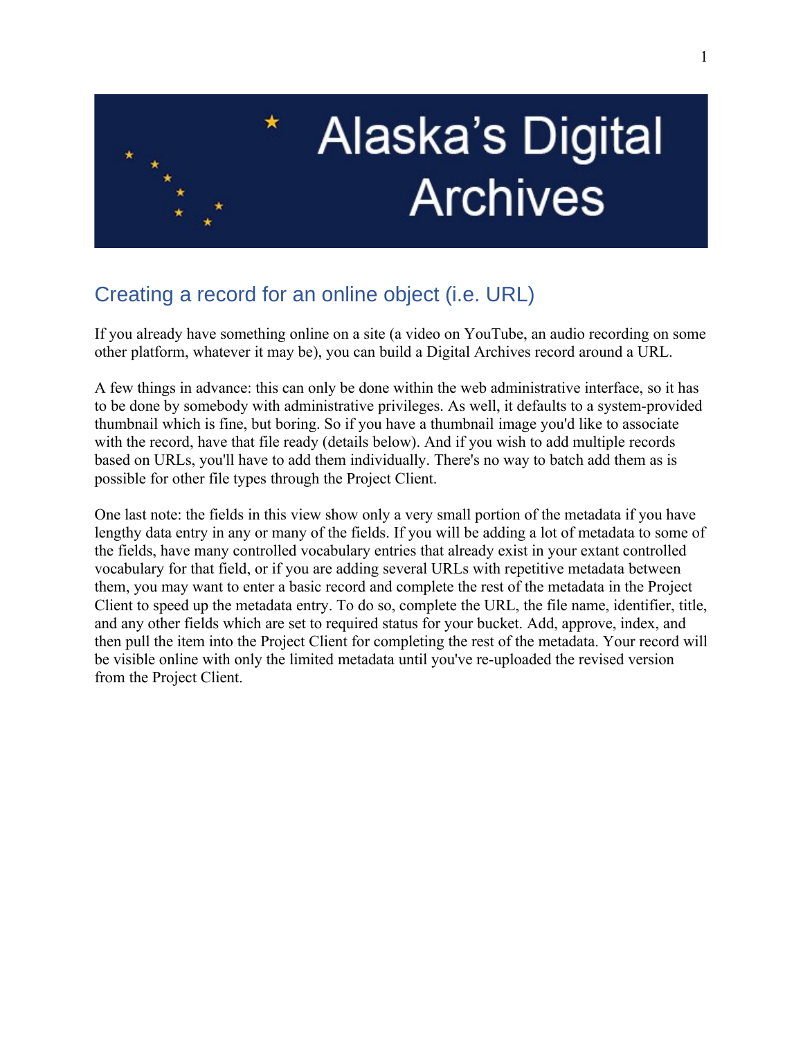# Alaska's Digital Archives

## Creating a record for an online object (i.e. URL)

If you already have something online on a site (a video on YouTube, an audio recording on some other platform, whatever it may be), you can build a Digital Archives record around a URL.

A few things in advance: this can only be done within the web administrative interface, so it has to be done by somebody with administrative privileges. As well, it defaults to a system-provided thumbnail which is fine, but boring. So if you have a thumbnail image you'd like to associate with the record, have that file ready (details below). And if you wish to add multiple records based on URLs, you'll have to add them individually. There's no way to batch add them as is possible for other file types through the Project Client.

One last note: the fields in this view show only a very small portion of the metadata if you have lengthy data entry in any or many of the fields. If you will be adding a lot of metadata to some of the fields, have many controlled vocabulary entries that already exist in your extant controlled vocabulary for that field, or if you are adding several URLs with repetitive metadata between them, you may want to enter a basic record and complete the rest of the metadata in the Project Client to speed up the metadata entry. To do so, complete the URL, the file name, identifier, title, and any other fields which are set to required status for your bucket. Add, approve, index, and then pull the item into the Project Client for completing the rest of the metadata. Your record will be visible online with only the limited metadata until you've re-uploaded the revised version from the Project Client.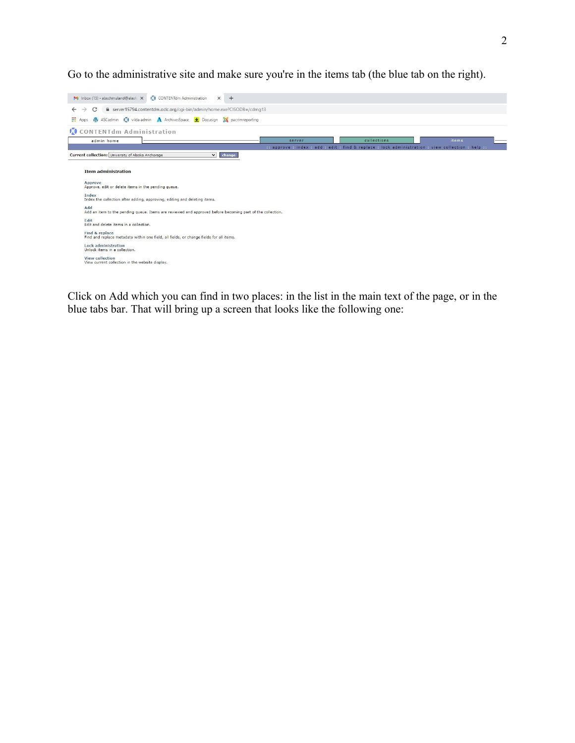Go to the administrative site and make sure you're in the items tab (the blue tab on the right).

Click on Add which you can find in two places: in the list in the main text of the page, or in the blue tabs bar. That will bring up a screen that looks like the following one: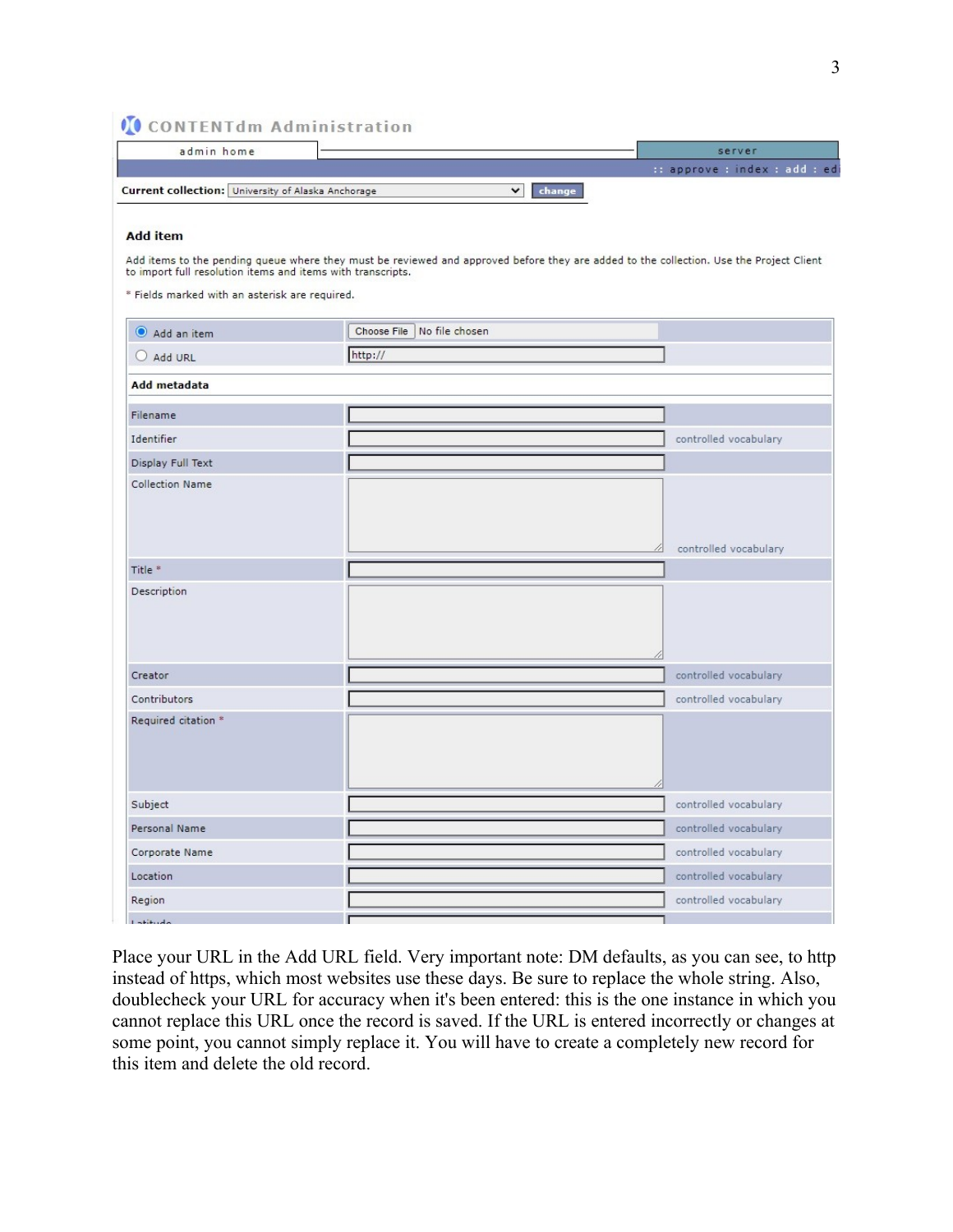CONTENTdm Administration

admin home | server

:: approve : index : add : edi

**Current collection:** University of Alaska Anchorage [change]

**Add item**

Add items to the pending queue where they must be reviewed and approved before they are added to the collection. Use the Project Client to import full resolution items and items with transcripts.

* Fields marked with an asterisk are required.

| | | |
|---|---|---|
| ◉ Add an item | Choose File No file chosen | |
| ○ Add URL | http:// | |
| **Add metadata** | | |
| Filename | | |
| Identifier | | controlled vocabulary |
| Display Full Text | | |
| Collection Name | | controlled vocabulary |
| Title * | | |
| Description | | |
| Creator | | controlled vocabulary |
| Contributors | | controlled vocabulary |
| Required citation * | | |
| Subject | | controlled vocabulary |
| Personal Name | | controlled vocabulary |
| Corporate Name | | controlled vocabulary |
| Location | | controlled vocabulary |
| Region | | controlled vocabulary |

Place your URL in the Add URL field. Very important note: DM defaults, as you can see, to http instead of https, which most websites use these days. Be sure to replace the whole string. Also, doublecheck your URL for accuracy when it's been entered: this is the one instance in which you cannot replace this URL once the record is saved. If the URL is entered incorrectly or changes at some point, you cannot simply replace it. You will have to create a completely new record for this item and delete the old record.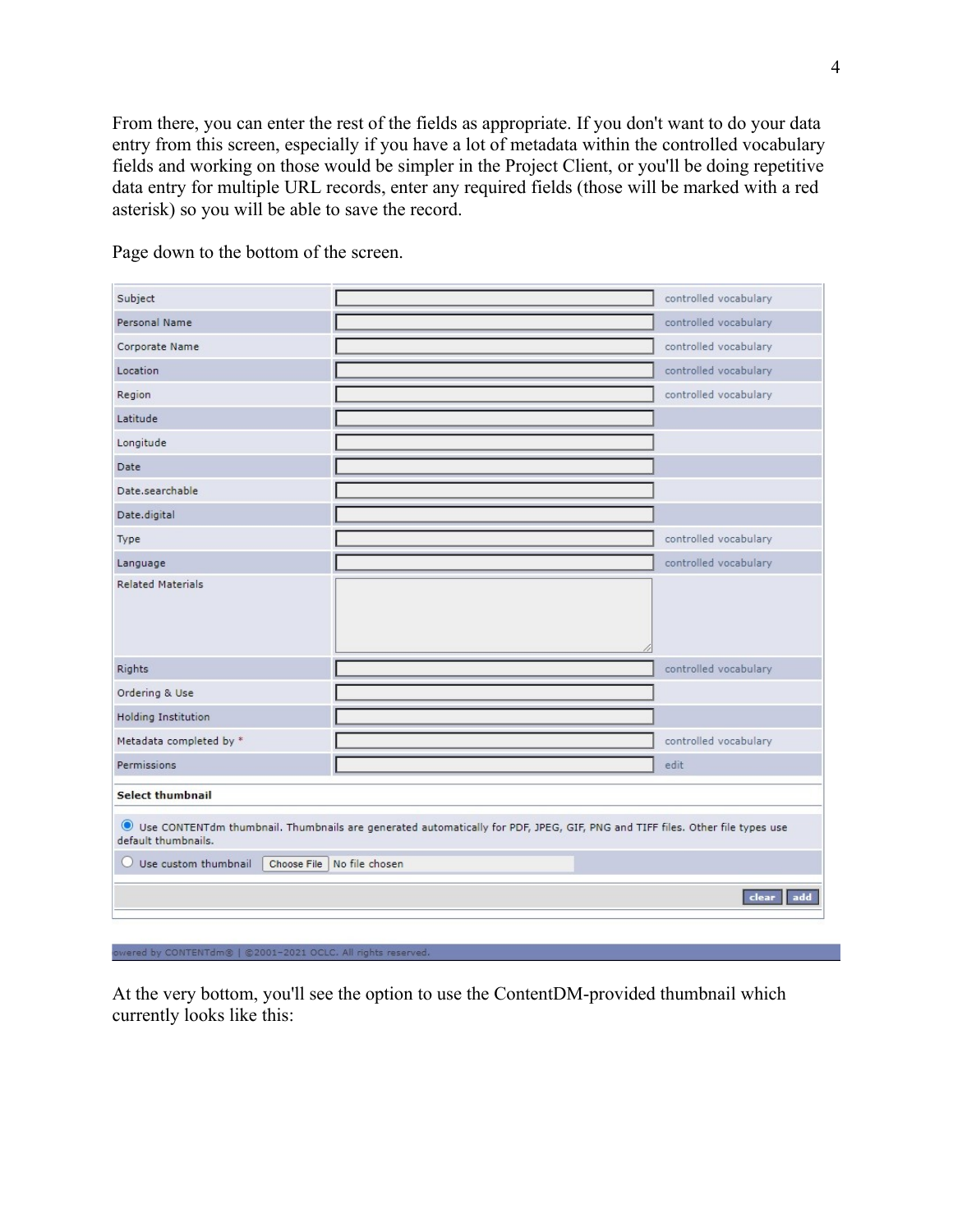From there, you can enter the rest of the fields as appropriate. If you don't want to do your data entry from this screen, especially if you have a lot of metadata within the controlled vocabulary fields and working on those would be simpler in the Project Client, or you'll be doing repetitive data entry for multiple URL records, enter any required fields (those will be marked with a red asterisk) so you will be able to save the record.

Page down to the bottom of the screen.

| Field | Value | Note |
|---|---|---|
| Subject | | controlled vocabulary |
| Personal Name | | controlled vocabulary |
| Corporate Name | | controlled vocabulary |
| Location | | controlled vocabulary |
| Region | | controlled vocabulary |
| Latitude | | |
| Longitude | | |
| Date | | |
| Date.searchable | | |
| Date.digital | | |
| Type | | controlled vocabulary |
| Language | | controlled vocabulary |
| Related Materials | | |
| Rights | | controlled vocabulary |
| Ordering & Use | | |
| Holding Institution | | |
| Metadata completed by * | | controlled vocabulary |
| Permissions | | edit |

**Select thumbnail**

- (•) Use CONTENTdm thumbnail. Thumbnails are generated automatically for PDF, JPEG, GIF, PNG and TIFF files. Other file types use default thumbnails.
- ( ) Use custom thumbnail [Choose File] No file chosen

[clear] [add]

owered by CONTENTdm® | ©2001-2021 OCLC. All rights reserved.

At the very bottom, you'll see the option to use the ContentDM-provided thumbnail which currently looks like this: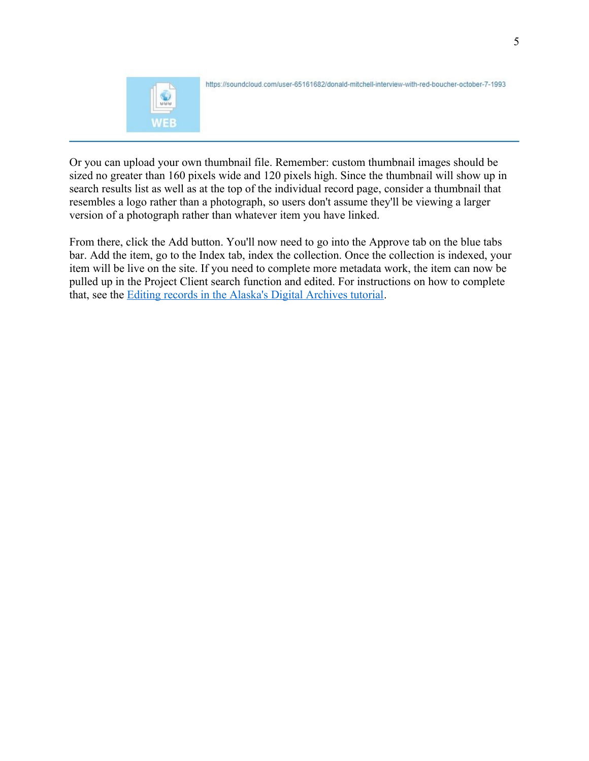https://soundcloud.com/user-65161682/donald-mitchell-interview-with-red-boucher-october-7-1993

Or you can upload your own thumbnail file. Remember: custom thumbnail images should be sized no greater than 160 pixels wide and 120 pixels high. Since the thumbnail will show up in search results list as well as at the top of the individual record page, consider a thumbnail that resembles a logo rather than a photograph, so users don't assume they'll be viewing a larger version of a photograph rather than whatever item you have linked.

From there, click the Add button. You'll now need to go into the Approve tab on the blue tabs bar. Add the item, go to the Index tab, index the collection. Once the collection is indexed, your item will be live on the site. If you need to complete more metadata work, the item can now be pulled up in the Project Client search function and edited. For instructions on how to complete that, see the Editing records in the Alaska's Digital Archives tutorial.